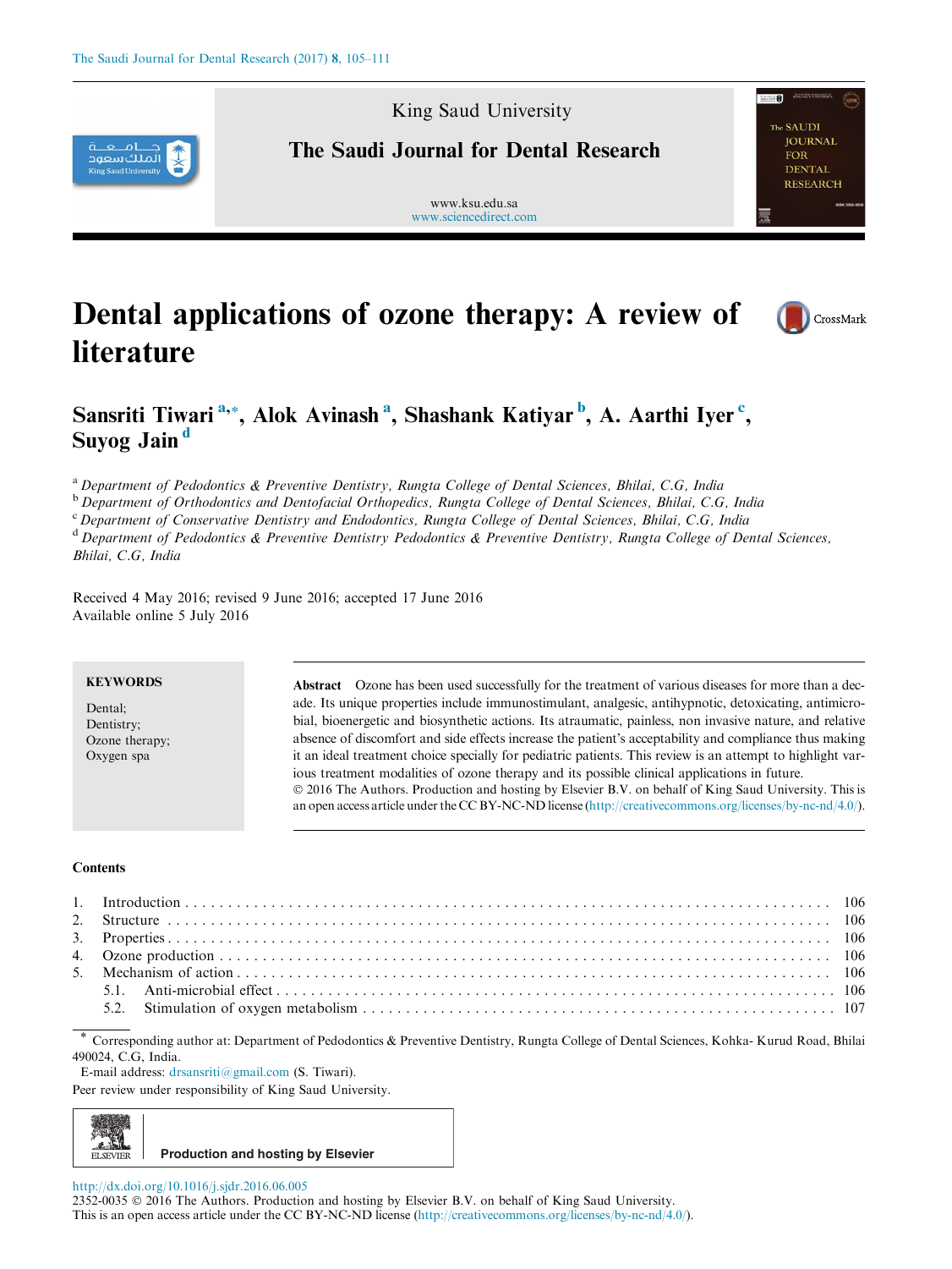King Saud University

# The Saudi Journal for Dental Research

www.ksu.edu.sa
www.sciencedirect.com

# Dental applications of ozone therapy: A review of literature

**Sansriti Tiwari** [a,*], **Alok Avinash** [a], **Shashank Katiyar** [b], **A. Aarthi Iyer** [c], **Suyog Jain** [d]

[a] *Department of Pedodontics & Preventive Dentistry, Rungta College of Dental Sciences, Bhilai, C.G, India*
[b] *Department of Orthodontics and Dentofacial Orthopedics, Rungta College of Dental Sciences, Bhilai, C.G, India*
[c] *Department of Conservative Dentistry and Endodontics, Rungta College of Dental Sciences, Bhilai, C.G, India*
[d] *Department of Pedodontics & Preventive Dentistry Pedodontics & Preventive Dentistry, Rungta College of Dental Sciences, Bhilai, C.G, India*

Received 4 May 2016; revised 9 June 2016; accepted 17 June 2016
Available online 5 July 2016

**KEYWORDS**

Dental;
Dentistry;
Ozone therapy;
Oxygen spa

**Abstract** Ozone has been used successfully for the treatment of various diseases for more than a decade. Its unique properties include immunostimulant, analgesic, antihypnotic, detoxicating, antimicrobial, bioenergetic and biosynthetic actions. Its atraumatic, painless, non invasive nature, and relative absence of discomfort and side effects increase the patient's acceptability and compliance thus making it an ideal treatment choice specially for pediatric patients. This review is an attempt to highlight various treatment modalities of ozone therapy and its possible clinical applications in future.
© 2016 The Authors. Production and hosting by Elsevier B.V. on behalf of King Saud University. This is an open access article under the CC BY-NC-ND license (http://creativecommons.org/licenses/by-nc-nd/4.0/).

**Contents**

1. Introduction . . . 106
2. Structure . . . 106
3. Properties . . . 106
4. Ozone production . . . 106
5. Mechanism of action . . . 106
   - 5.1. Anti-microbial effect . . . 106
   - 5.2. Stimulation of oxygen metabolism . . . 107

\* Corresponding author at: Department of Pedodontics & Preventive Dentistry, Rungta College of Dental Sciences, Kohka- Kurud Road, Bhilai 490024, C.G, India.
E-mail address: drsansriti@gmail.com (S. Tiwari).
Peer review under responsibility of King Saud University.

Production and hosting by Elsevier

http://dx.doi.org/10.1016/j.sjdr.2016.06.005
2352-0035 © 2016 The Authors. Production and hosting by Elsevier B.V. on behalf of King Saud University.
This is an open access article under the CC BY-NC-ND license (http://creativecommons.org/licenses/by-nc-nd/4.0/).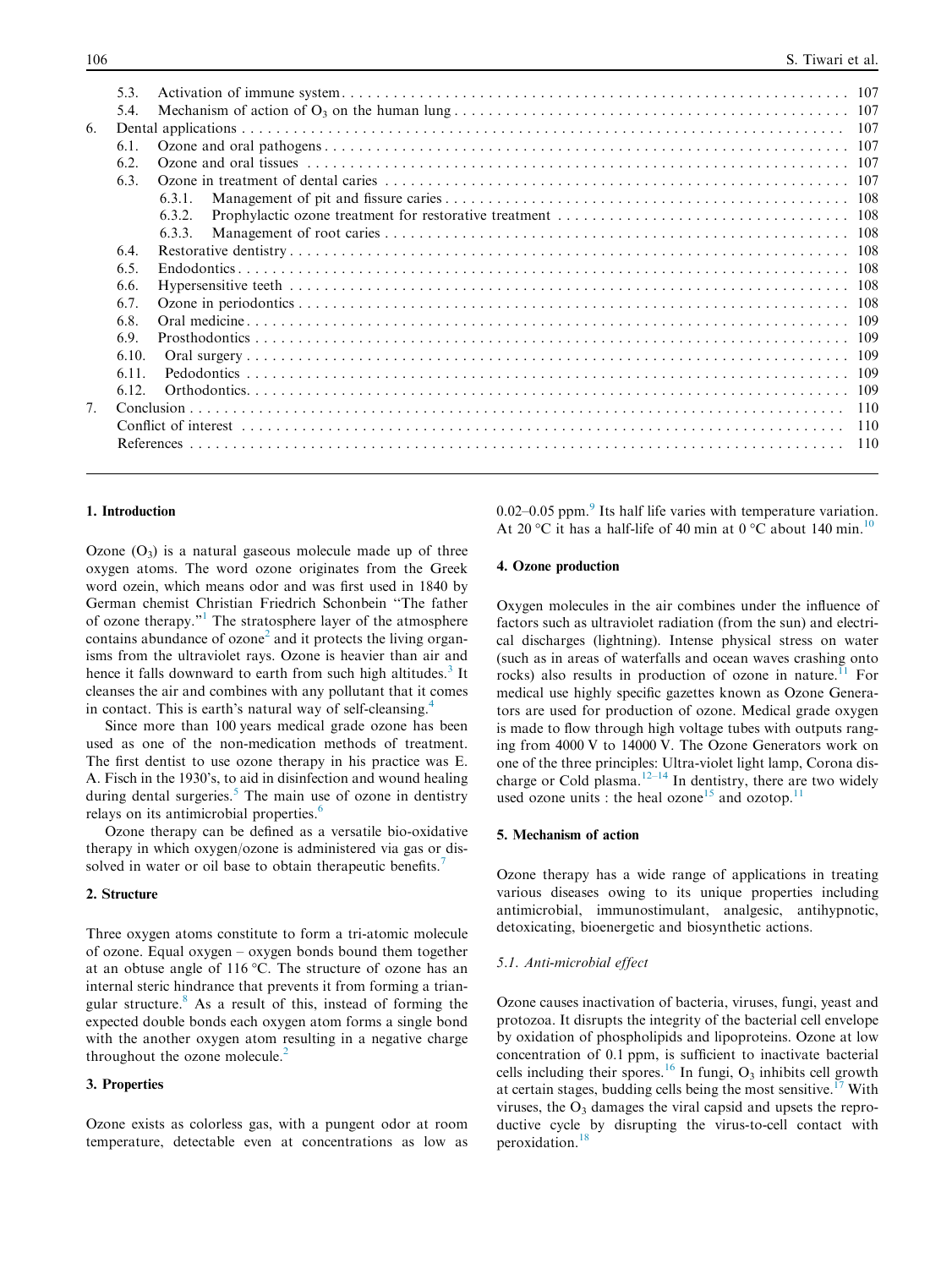| | | |
|---|---|---|
| 5.3. | Activation of immune system | 107 |
| 5.4. | Mechanism of action of $O_3$ on the human lung | 107 |
| 6. | Dental applications | 107 |
| 6.1. | Ozone and oral pathogens | 107 |
| 6.2. | Ozone and oral tissues | 107 |
| 6.3. | Ozone in treatment of dental caries | 107 |
| 6.3.1. | Management of pit and fissure caries | 108 |
| 6.3.2. | Prophylactic ozone treatment for restorative treatment | 108 |
| 6.3.3. | Management of root caries | 108 |
| 6.4. | Restorative dentistry | 108 |
| 6.5. | Endodontics | 108 |
| 6.6. | Hypersensitive teeth | 108 |
| 6.7. | Ozone in periodontics | 108 |
| 6.8. | Oral medicine | 109 |
| 6.9. | Prosthodontics | 109 |
| 6.10. | Oral surgery | 109 |
| 6.11. | Pedodontics | 109 |
| 6.12. | Orthodontics | 109 |
| 7. | Conclusion | 110 |
| | Conflict of interest | 110 |
| | References | 110 |

## 1. Introduction

Ozone ($O_3$) is a natural gaseous molecule made up of three oxygen atoms. The word ozone originates from the Greek word ozein, which means odor and was first used in 1840 by German chemist Christian Friedrich Schonbein "The father of ozone therapy."[1] The stratosphere layer of the atmosphere contains abundance of ozone[2] and it protects the living organisms from the ultraviolet rays. Ozone is heavier than air and hence it falls downward to earth from such high altitudes.[3] It cleanses the air and combines with any pollutant that it comes in contact. This is earth's natural way of self-cleansing.[4]

Since more than 100 years medical grade ozone has been used as one of the non-medication methods of treatment. The first dentist to use ozone therapy in his practice was E. A. Fisch in the 1930's, to aid in disinfection and wound healing during dental surgeries.[5] The main use of ozone in dentistry relays on its antimicrobial properties.[6]

Ozone therapy can be defined as a versatile bio-oxidative therapy in which oxygen/ozone is administered via gas or dissolved in water or oil base to obtain therapeutic benefits.[7]

## 2. Structure

Three oxygen atoms constitute to form a tri-atomic molecule of ozone. Equal oxygen – oxygen bonds bound them together at an obtuse angle of 116 °C. The structure of ozone has an internal steric hindrance that prevents it from forming a triangular structure.[8] As a result of this, instead of forming the expected double bonds each oxygen atom forms a single bond with the another oxygen atom resulting in a negative charge throughout the ozone molecule.[2]

## 3. Properties

Ozone exists as colorless gas, with a pungent odor at room temperature, detectable even at concentrations as low as 0.02–0.05 ppm.[9] Its half life varies with temperature variation. At 20 °C it has a half-life of 40 min at 0 °C about 140 min.[10]

## 4. Ozone production

Oxygen molecules in the air combines under the influence of factors such as ultraviolet radiation (from the sun) and electrical discharges (lightning). Intense physical stress on water (such as in areas of waterfalls and ocean waves crashing onto rocks) also results in production of ozone in nature.[11] For medical use highly specific gazettes known as Ozone Generators are used for production of ozone. Medical grade oxygen is made to flow through high voltage tubes with outputs ranging from 4000 V to 14000 V. The Ozone Generators work on one of the three principles: Ultra-violet light lamp, Corona discharge or Cold plasma.[12–14] In dentistry, there are two widely used ozone units : the heal ozone[15] and ozotop.[11]

## 5. Mechanism of action

Ozone therapy has a wide range of applications in treating various diseases owing to its unique properties including antimicrobial, immunostimulant, analgesic, antihypnotic, detoxicating, bioenergetic and biosynthetic actions.

### 5.1. Anti-microbial effect

Ozone causes inactivation of bacteria, viruses, fungi, yeast and protozoa. It disrupts the integrity of the bacterial cell envelope by oxidation of phospholipids and lipoproteins. Ozone at low concentration of 0.1 ppm, is sufficient to inactivate bacterial cells including their spores.[16] In fungi, $O_3$ inhibits cell growth at certain stages, budding cells being the most sensitive.[17] With viruses, the $O_3$ damages the viral capsid and upsets the reproductive cycle by disrupting the virus-to-cell contact with peroxidation.[18]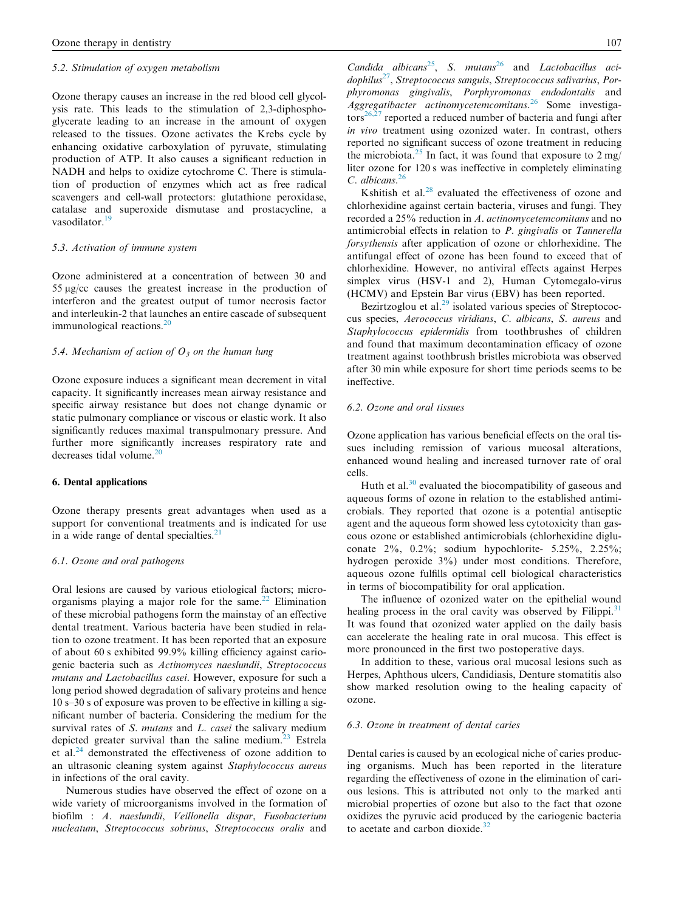### 5.2. Stimulation of oxygen metabolism

Ozone therapy causes an increase in the red blood cell glycolysis rate. This leads to the stimulation of 2,3-diphosphoglycerate leading to an increase in the amount of oxygen released to the tissues. Ozone activates the Krebs cycle by enhancing oxidative carboxylation of pyruvate, stimulating production of ATP. It also causes a significant reduction in NADH and helps to oxidize cytochrome C. There is stimulation of production of enzymes which act as free radical scavengers and cell-wall protectors: glutathione peroxidase, catalase and superoxide dismutase and prostacycline, a vasodilator.[19]

### 5.3. Activation of immune system

Ozone administered at a concentration of between 30 and 55 μg/cc causes the greatest increase in the production of interferon and the greatest output of tumor necrosis factor and interleukin-2 that launches an entire cascade of subsequent immunological reactions.[20]

### 5.4. Mechanism of action of $O_3$ on the human lung

Ozone exposure induces a significant mean decrement in vital capacity. It significantly increases mean airway resistance and specific airway resistance but does not change dynamic or static pulmonary compliance or viscous or elastic work. It also significantly reduces maximal transpulmonary pressure. And further more significantly increases respiratory rate and decreases tidal volume.[20]

## 6. Dental applications

Ozone therapy presents great advantages when used as a support for conventional treatments and is indicated for use in a wide range of dental specialties.[21]

### 6.1. Ozone and oral pathogens

Oral lesions are caused by various etiological factors; microorganisms playing a major role for the same.[22] Elimination of these microbial pathogens form the mainstay of an effective dental treatment. Various bacteria have been studied in relation to ozone treatment. It has been reported that an exposure of about 60 s exhibited 99.9% killing efficiency against cariogenic bacteria such as *Actinomyces naeslundii*, *Streptococcus mutans and Lactobacillus casei*. However, exposure for such a long period showed degradation of salivary proteins and hence 10 s–30 s of exposure was proven to be effective in killing a significant number of bacteria. Considering the medium for the survival rates of *S. mutans* and *L. casei* the salivary medium depicted greater survival than the saline medium.[23] Estrela et al.[24] demonstrated the effectiveness of ozone addition to an ultrasonic cleaning system against *Staphylococcus aureus* in infections of the oral cavity.

Numerous studies have observed the effect of ozone on a wide variety of microorganisms involved in the formation of biofilm : *A. naeslundii*, *Veillonella dispar*, *Fusobacterium nucleatum*, *Streptococcus sobrinus*, *Streptococcus oralis* and *Candida albicans*[25], *S. mutans*[26] and *Lactobacillus acidophilus*[27], *Streptococcus sanguis*, *Streptococcus salivarius*, *Porphyromonas gingivalis*, *Porphyromonas endodontalis* and *Aggregatibacter actinomycetemcomitans*.[26] Some investigators[26,27] reported a reduced number of bacteria and fungi after *in vivo* treatment using ozonized water. In contrast, others reported no significant success of ozone treatment in reducing the microbiota.[25] In fact, it was found that exposure to 2 mg/liter ozone for 120 s was ineffective in completely eliminating *C. albicans*.[26]

Kshitish et al.[28] evaluated the effectiveness of ozone and chlorhexidine against certain bacteria, viruses and fungi. They recorded a 25% reduction in *A. actinomycetemcomitans* and no antimicrobial effects in relation to *P. gingivalis* or *Tannerella forsythensis* after application of ozone or chlorhexidine. The antifungal effect of ozone has been found to exceed that of chlorhexidine. However, no antiviral effects against Herpes simplex virus (HSV-1 and 2), Human Cytomegalo-virus (HCMV) and Epstein Bar virus (EBV) has been reported.

Bezirtzoglou et al.[29] isolated various species of Streptococcus species, *Aerococcus viridians*, *C. albicans*, *S. aureus* and *Staphylococcus epidermidis* from toothbrushes of children and found that maximum decontamination efficacy of ozone treatment against toothbrush bristles microbiota was observed after 30 min while exposure for short time periods seems to be ineffective.

### 6.2. Ozone and oral tissues

Ozone application has various beneficial effects on the oral tissues including remission of various mucosal alterations, enhanced wound healing and increased turnover rate of oral cells.

Huth et al.[30] evaluated the biocompatibility of gaseous and aqueous forms of ozone in relation to the established antimicrobials. They reported that ozone is a potential antiseptic agent and the aqueous form showed less cytotoxicity than gaseous ozone or established antimicrobials (chlorhexidine digluconate 2%, 0.2%; sodium hypochlorite- 5.25%, 2.25%; hydrogen peroxide 3%) under most conditions. Therefore, aqueous ozone fulfills optimal cell biological characteristics in terms of biocompatibility for oral application.

The influence of ozonized water on the epithelial wound healing process in the oral cavity was observed by Filippi.[31] It was found that ozonized water applied on the daily basis can accelerate the healing rate in oral mucosa. This effect is more pronounced in the first two postoperative days.

In addition to these, various oral mucosal lesions such as Herpes, Aphthous ulcers, Candidiasis, Denture stomatitis also show marked resolution owing to the healing capacity of ozone.

### 6.3. Ozone in treatment of dental caries

Dental caries is caused by an ecological niche of caries producing organisms. Much has been reported in the literature regarding the effectiveness of ozone in the elimination of carious lesions. This is attributed not only to the marked anti microbial properties of ozone but also to the fact that ozone oxidizes the pyruvic acid produced by the cariogenic bacteria to acetate and carbon dioxide.[32]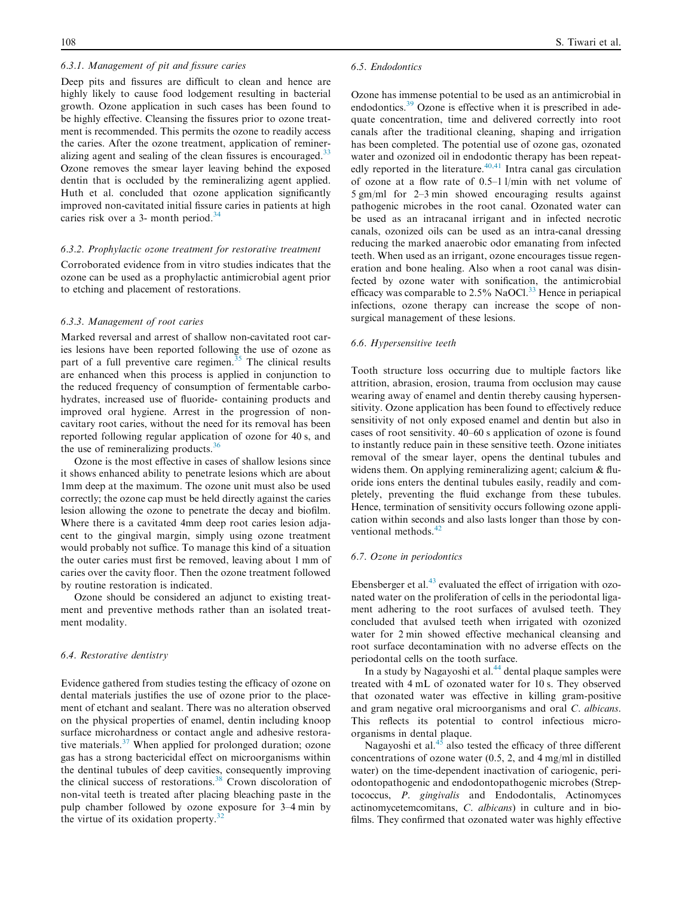### 6.3.1. Management of pit and fissure caries

Deep pits and fissures are difficult to clean and hence are highly likely to cause food lodgement resulting in bacterial growth. Ozone application in such cases has been found to be highly effective. Cleansing the fissures prior to ozone treatment is recommended. This permits the ozone to readily access the caries. After the ozone treatment, application of remineralizing agent and sealing of the clean fissures is encouraged.[33] Ozone removes the smear layer leaving behind the exposed dentin that is occluded by the remineralizing agent applied. Huth et al. concluded that ozone application significantly improved non-cavitated initial fissure caries in patients at high caries risk over a 3- month period.[34]

### 6.3.2. Prophylactic ozone treatment for restorative treatment

Corroborated evidence from in vitro studies indicates that the ozone can be used as a prophylactic antimicrobial agent prior to etching and placement of restorations.

### 6.3.3. Management of root caries

Marked reversal and arrest of shallow non-cavitated root caries lesions have been reported following the use of ozone as part of a full preventive care regimen.[35] The clinical results are enhanced when this process is applied in conjunction to the reduced frequency of consumption of fermentable carbohydrates, increased use of fluoride- containing products and improved oral hygiene. Arrest in the progression of non-cavitary root caries, without the need for its removal has been reported following regular application of ozone for 40 s, and the use of remineralizing products.[36]

Ozone is the most effective in cases of shallow lesions since it shows enhanced ability to penetrate lesions which are about 1mm deep at the maximum. The ozone unit must also be used correctly; the ozone cap must be held directly against the caries lesion allowing the ozone to penetrate the decay and biofilm. Where there is a cavitated 4mm deep root caries lesion adjacent to the gingival margin, simply using ozone treatment would probably not suffice. To manage this kind of a situation the outer caries must first be removed, leaving about 1 mm of caries over the cavity floor. Then the ozone treatment followed by routine restoration is indicated.

Ozone should be considered an adjunct to existing treatment and preventive methods rather than an isolated treatment modality.

## 6.4. Restorative dentistry

Evidence gathered from studies testing the efficacy of ozone on dental materials justifies the use of ozone prior to the placement of etchant and sealant. There was no alteration observed on the physical properties of enamel, dentin including knoop surface microhardness or contact angle and adhesive restorative materials.[37] When applied for prolonged duration; ozone gas has a strong bactericidal effect on microorganisms within the dentinal tubules of deep cavities, consequently improving the clinical success of restorations.[38] Crown discoloration of non-vital teeth is treated after placing bleaching paste in the pulp chamber followed by ozone exposure for 3–4 min by the virtue of its oxidation property.[32]

## 6.5. Endodontics

Ozone has immense potential to be used as an antimicrobial in endodontics.[39] Ozone is effective when it is prescribed in adequate concentration, time and delivered correctly into root canals after the traditional cleaning, shaping and irrigation has been completed. The potential use of ozone gas, ozonated water and ozonized oil in endodontic therapy has been repeatedly reported in the literature.[40,41] Intra canal gas circulation of ozone at a flow rate of 0.5–1 l/min with net volume of 5 gm/ml for 2–3 min showed encouraging results against pathogenic microbes in the root canal. Ozonated water can be used as an intracanal irrigant and in infected necrotic canals, ozonized oils can be used as an intra-canal dressing reducing the marked anaerobic odor emanating from infected teeth. When used as an irrigant, ozone encourages tissue regeneration and bone healing. Also when a root canal was disinfected by ozone water with sonification, the antimicrobial efficacy was comparable to 2.5% NaOCl.[33] Hence in periapical infections, ozone therapy can increase the scope of non-surgical management of these lesions.

## 6.6. Hypersensitive teeth

Tooth structure loss occurring due to multiple factors like attrition, abrasion, erosion, trauma from occlusion may cause wearing away of enamel and dentin thereby causing hypersensitivity. Ozone application has been found to effectively reduce sensitivity of not only exposed enamel and dentin but also in cases of root sensitivity. 40–60 s application of ozone is found to instantly reduce pain in these sensitive teeth. Ozone initiates removal of the smear layer, opens the dentinal tubules and widens them. On applying remineralizing agent; calcium & fluoride ions enters the dentinal tubules easily, readily and completely, preventing the fluid exchange from these tubules. Hence, termination of sensitivity occurs following ozone application within seconds and also lasts longer than those by conventional methods.[42]

## 6.7. Ozone in periodontics

Ebensberger et al.[43] evaluated the effect of irrigation with ozonated water on the proliferation of cells in the periodontal ligament adhering to the root surfaces of avulsed teeth. They concluded that avulsed teeth when irrigated with ozonized water for 2 min showed effective mechanical cleansing and root surface decontamination with no adverse effects on the periodontal cells on the tooth surface.

In a study by Nagayoshi et al.[44] dental plaque samples were treated with 4 mL of ozonated water for 10 s. They observed that ozonated water was effective in killing gram-positive and gram negative oral microorganisms and oral *C. albicans*. This reflects its potential to control infectious microorganisms in dental plaque.

Nagayoshi et al.[45] also tested the efficacy of three different concentrations of ozone water (0.5, 2, and 4 mg/ml in distilled water) on the time-dependent inactivation of cariogenic, periodontopathogenic and endodontopathogenic microbes (Streptococcus, *P. gingivalis* and Endodontalis, Actinomyces actinomycetemcomitans, *C. albicans*) in culture and in biofilms. They confirmed that ozonated water was highly effective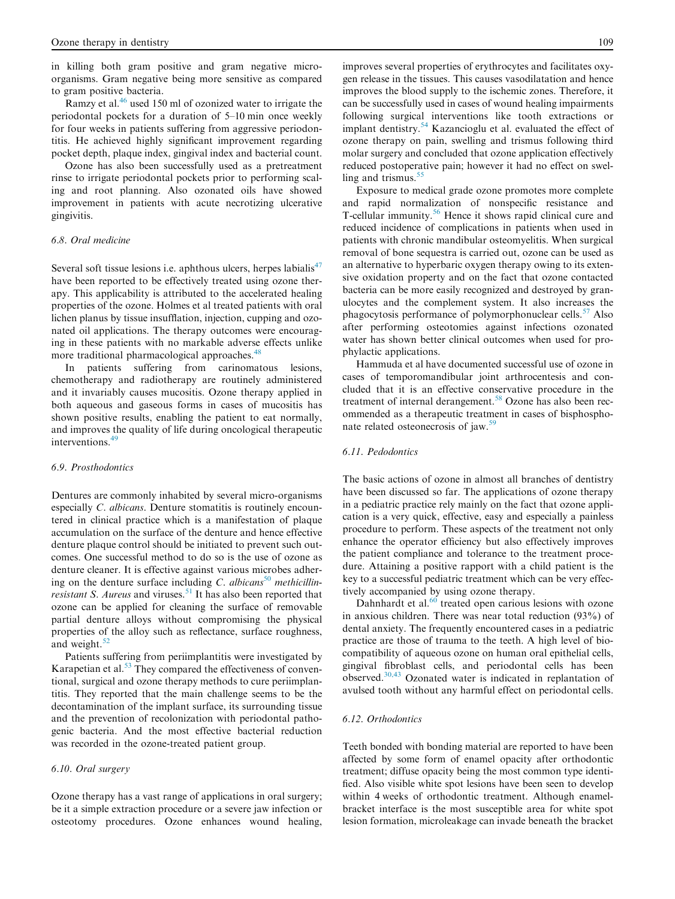in killing both gram positive and gram negative micro-organisms. Gram negative being more sensitive as compared to gram positive bacteria.

Ramzy et al.[46] used 150 ml of ozonized water to irrigate the periodontal pockets for a duration of 5–10 min once weekly for four weeks in patients suffering from aggressive periodontitis. He achieved highly significant improvement regarding pocket depth, plaque index, gingival index and bacterial count.

Ozone has also been successfully used as a pretreatment rinse to irrigate periodontal pockets prior to performing scaling and root planning. Also ozonated oils have showed improvement in patients with acute necrotizing ulcerative gingivitis.

### 6.8. Oral medicine

Several soft tissue lesions i.e. aphthous ulcers, herpes labialis[47] have been reported to be effectively treated using ozone therapy. This applicability is attributed to the accelerated healing properties of the ozone. Holmes et al treated patients with oral lichen planus by tissue insufflation, injection, cupping and ozonated oil applications. The therapy outcomes were encouraging in these patients with no markable adverse effects unlike more traditional pharmacological approaches.[48]

In patients suffering from carinomatous lesions, chemotherapy and radiotherapy are routinely administered and it invariably causes mucositis. Ozone therapy applied in both aqueous and gaseous forms in cases of mucositis has shown positive results, enabling the patient to eat normally, and improves the quality of life during oncological therapeutic interventions.[49]

### 6.9. Prosthodontics

Dentures are commonly inhabited by several micro-organisms especially *C. albicans*. Denture stomatitis is routinely encountered in clinical practice which is a manifestation of plaque accumulation on the surface of the denture and hence effective denture plaque control should be initiated to prevent such outcomes. One successful method to do so is the use of ozone as denture cleaner. It is effective against various microbes adhering on the denture surface including *C. albicans*[50] *methicillin-resistant S. Aureus* and viruses.[51] It has also been reported that ozone can be applied for cleaning the surface of removable partial denture alloys without compromising the physical properties of the alloy such as reflectance, surface roughness, and weight.[52]

Patients suffering from periimplantitis were investigated by Karapetian et al.[53] They compared the effectiveness of conventional, surgical and ozone therapy methods to cure periimplantitis. They reported that the main challenge seems to be the decontamination of the implant surface, its surrounding tissue and the prevention of recolonization with periodontal pathogenic bacteria. And the most effective bacterial reduction was recorded in the ozone-treated patient group.

### 6.10. Oral surgery

Ozone therapy has a vast range of applications in oral surgery; be it a simple extraction procedure or a severe jaw infection or osteotomy procedures. Ozone enhances wound healing, improves several properties of erythrocytes and facilitates oxygen release in the tissues. This causes vasodilatation and hence improves the blood supply to the ischemic zones. Therefore, it can be successfully used in cases of wound healing impairments following surgical interventions like tooth extractions or implant dentistry.[54] Kazancioglu et al. evaluated the effect of ozone therapy on pain, swelling and trismus following third molar surgery and concluded that ozone application effectively reduced postoperative pain; however it had no effect on swelling and trismus.[55]

Exposure to medical grade ozone promotes more complete and rapid normalization of nonspecific resistance and T-cellular immunity.[56] Hence it shows rapid clinical cure and reduced incidence of complications in patients when used in patients with chronic mandibular osteomyelitis. When surgical removal of bone sequestra is carried out, ozone can be used as an alternative to hyperbaric oxygen therapy owing to its extensive oxidation property and on the fact that ozone contacted bacteria can be more easily recognized and destroyed by granulocytes and the complement system. It also increases the phagocytosis performance of polymorphonuclear cells.[57] Also after performing osteotomies against infections ozonated water has shown better clinical outcomes when used for prophylactic applications.

Hammuda et al have documented successful use of ozone in cases of temporomandibular joint arthrocentesis and concluded that it is an effective conservative procedure in the treatment of internal derangement.[58] Ozone has also been recommended as a therapeutic treatment in cases of bisphosphonate related osteonecrosis of jaw.[59]

### 6.11. Pedodontics

The basic actions of ozone in almost all branches of dentistry have been discussed so far. The applications of ozone therapy in a pediatric practice rely mainly on the fact that ozone application is a very quick, effective, easy and especially a painless procedure to perform. These aspects of the treatment not only enhance the operator efficiency but also effectively improves the patient compliance and tolerance to the treatment procedure. Attaining a positive rapport with a child patient is the key to a successful pediatric treatment which can be very effectively accompanied by using ozone therapy.

Dahnhardt et al.[60] treated open carious lesions with ozone in anxious children. There was near total reduction (93%) of dental anxiety. The frequently encountered cases in a pediatric practice are those of trauma to the teeth. A high level of biocompatibility of aqueous ozone on human oral epithelial cells, gingival fibroblast cells, and periodontal cells has been observed.[30,43] Ozonated water is indicated in replantation of avulsed tooth without any harmful effect on periodontal cells.

### 6.12. Orthodontics

Teeth bonded with bonding material are reported to have been affected by some form of enamel opacity after orthodontic treatment; diffuse opacity being the most common type identified. Also visible white spot lesions have been seen to develop within 4 weeks of orthodontic treatment. Although enamel-bracket interface is the most susceptible area for white spot lesion formation, microleakage can invade beneath the bracket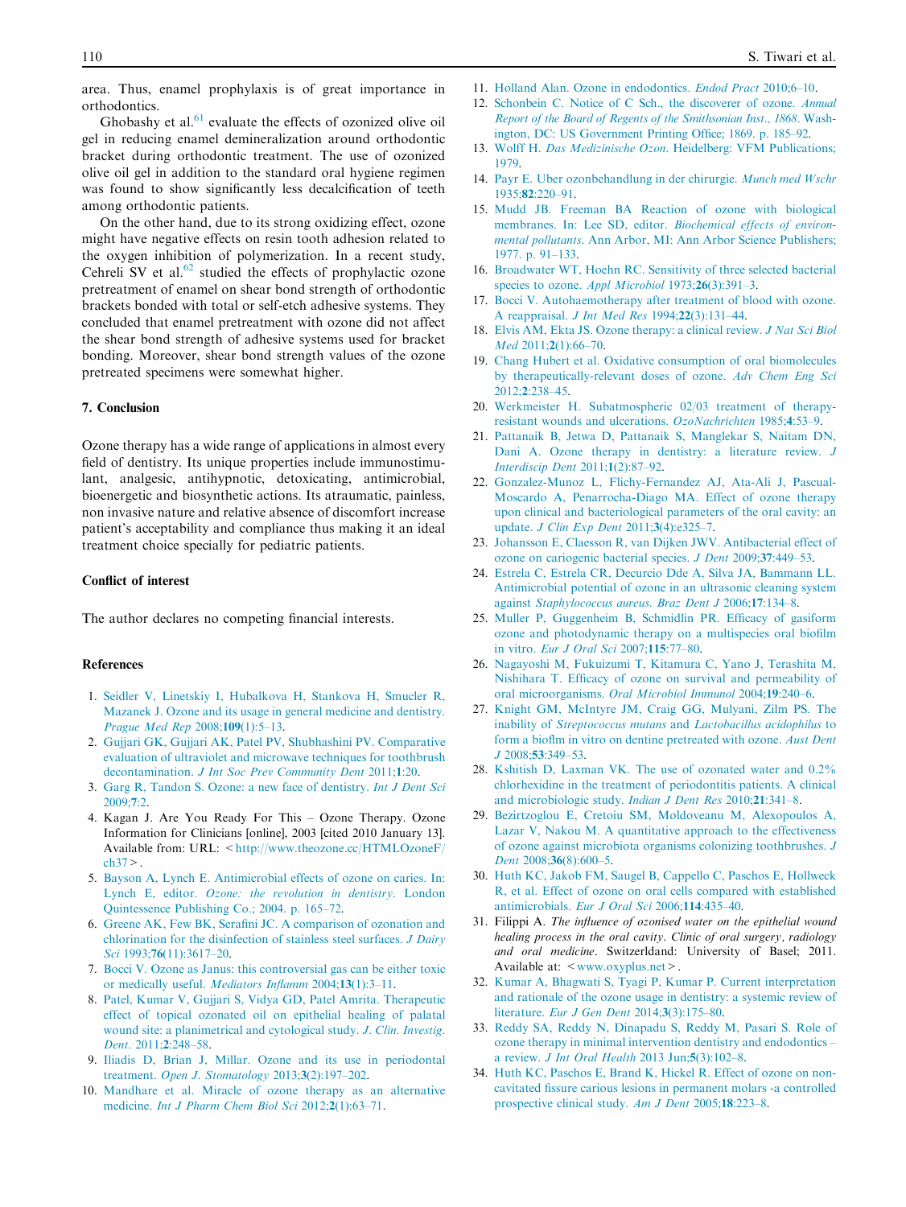area. Thus, enamel prophylaxis is of great importance in orthodontics.

Ghobashy et al.[61] evaluate the effects of ozonized olive oil gel in reducing enamel demineralization around orthodontic bracket during orthodontic treatment. The use of ozonized olive oil gel in addition to the standard oral hygiene regimen was found to show significantly less decalcification of teeth among orthodontic patients.

On the other hand, due to its strong oxidizing effect, ozone might have negative effects on resin tooth adhesion related to the oxygen inhibition of polymerization. In a recent study, Cehreli SV et al.[62] studied the effects of prophylactic ozone pretreatment of enamel on shear bond strength of orthodontic brackets bonded with total or self-etch adhesive systems. They concluded that enamel pretreatment with ozone did not affect the shear bond strength of adhesive systems used for bracket bonding. Moreover, shear bond strength values of the ozone pretreated specimens were somewhat higher.

## 7. Conclusion

Ozone therapy has a wide range of applications in almost every field of dentistry. Its unique properties include immunostimulant, analgesic, antihypnotic, detoxicating, antimicrobial, bioenergetic and biosynthetic actions. Its atraumatic, painless, non invasive nature and relative absence of discomfort increase patient's acceptability and compliance thus making it an ideal treatment choice specially for pediatric patients.

## Conflict of interest

The author declares no competing financial interests.

## References

1. Seidler V, Linetskiy I, Hubalkova H, Stankova H, Smucler R, Mazanek J. Ozone and its usage in general medicine and dentistry. *Prague Med Rep* 2008;**109**(1):5–13.
2. Gujjari GK, Gujjari AK, Patel PV, Shubhashini PV. Comparative evaluation of ultraviolet and microwave techniques for toothbrush decontamination. *J Int Soc Prev Community Dent* 2011;**1**:20.
3. Garg R, Tandon S. Ozone: a new face of dentistry. *Int J Dent Sci* 2009;**7**:2.
4. Kagan J. Are You Ready For This – Ozone Therapy. Ozone Information for Clinicians [online], 2003 [cited 2010 January 13]. Available from: URL: <http://www.theozone.cc/HTMLOzoneF/ch37>.
5. Bayson A, Lynch E. Antimicrobial effects of ozone on caries. In: Lynch E, editor. *Ozone: the revolution in dentistry*. London Quintessence Publishing Co.; 2004. p. 165–72.
6. Greene AK, Few BK, Serafini JC. A comparison of ozonation and chlorination for the disinfection of stainless steel surfaces. *J Dairy Sci* 1993;**76**(11):3617–20.
7. Bocci V. Ozone as Janus: this controversial gas can be either toxic or medically useful. *Mediators Inflamm* 2004;**13**(1):3–11.
8. Patel, Kumar V, Gujjari S, Vidya GD, Patel Amrita. Therapeutic effect of topical ozonated oil on epithelial healing of palatal wound site: a planimetrical and cytological study. *J. Clin. Investig. Dent*. 2011;**2**:248–58.
9. Iliadis D, Brian J, Millar. Ozone and its use in periodontal treatment. *Open J. Stomatology* 2013;**3**(2):197–202.
10. Mandhare et al. Miracle of ozone therapy as an alternative medicine. *Int J Pharm Chem Biol Sci* 2012;**2**(1):63–71.
11. Holland Alan. Ozone in endodontics. *Endod Pract* 2010;6–10.
12. Schonbein C. Notice of C Sch., the discoverer of ozone. *Annual Report of the Board of Regents of the Smithsonian Inst., 1868*. Washington, DC: US Government Printing Office; 1869. p. 185–92.
13. Wolff H. *Das Medizinische Ozon*. Heidelberg: VFM Publications; 1979.
14. Payr E. Uber ozonbehandlung in der chirurgie. *Munch med Wschr* 1935;**82**:220–91.
15. Mudd JB. Freeman BA Reaction of ozone with biological membranes. In: Lee SD, editor. *Biochemical effects of environmental pollutants*. Ann Arbor, MI: Ann Arbor Science Publishers; 1977. p. 91–133.
16. Broadwater WT, Hoehn RC. Sensitivity of three selected bacterial species to ozone. *Appl Microbiol* 1973;**26**(3):391–3.
17. Bocci V. Autohaemotherapy after treatment of blood with ozone. A reappraisal. *J Int Med Res* 1994;**22**(3):131–44.
18. Elvis AM, Ekta JS. Ozone therapy: a clinical review. *J Nat Sci Biol Med* 2011;**2**(1):66–70.
19. Chang Hubert et al. Oxidative consumption of oral biomolecules by therapeutically-relevant doses of ozone. *Adv Chem Eng Sci* 2012;**2**:238–45.
20. Werkmeister H. Subatmospheric 02/03 treatment of therapy-resistant wounds and ulcerations. *OzoNachrichten* 1985;**4**:53–9.
21. Pattanaik B, Jetwa D, Pattanaik S, Manglekar S, Naitam DN, Dani A. Ozone therapy in dentistry: a literature review. *J Interdiscip Dent* 2011;**1**(2):87–92.
22. Gonzalez-Munoz L, Flichy-Fernandez AJ, Ata-Ali J, Pascual-Moscardo A, Penarrocha-Diago MA. Effect of ozone therapy upon clinical and bacteriological parameters of the oral cavity: an update. *J Clin Exp Dent* 2011;**3**(4):e325–7.
23. Johansson E, Claesson R, van Dijken JWV. Antibacterial effect of ozone on cariogenic bacterial species. *J Dent* 2009;**37**:449–53.
24. Estrela C, Estrela CR, Decurcio Dde A, Silva JA, Bammann LL. Antimicrobial potential of ozone in an ultrasonic cleaning system against *Staphylococcus aureus*. *Braz Dent J* 2006;**17**:134–8.
25. Muller P, Guggenheim B, Schmidlin PR. Efficacy of gasiform ozone and photodynamic therapy on a multispecies oral biofilm in vitro. *Eur J Oral Sci* 2007;**115**:77–80.
26. Nagayoshi M, Fukuizumi T, Kitamura C, Yano J, Terashita M, Nishihara T. Efficacy of ozone on survival and permeability of oral microorganisms. *Oral Microbiol Immunol* 2004;**19**:240–6.
27. Knight GM, McIntyre JM, Craig GG, Mulyani, Zilm PS. The inability of *Streptococcus mutans* and *Lactobacillus acidophilus* to form a bioflm in vitro on dentine pretreated with ozone. *Aust Dent J* 2008;**53**:349–53.
28. Kshitish D, Laxman VK. The use of ozonated water and 0.2% chlorhexidine in the treatment of periodontitis patients. A clinical and microbiologic study. *Indian J Dent Res* 2010;**21**:341–8.
29. Bezirtzoglou E, Cretoiu SM, Moldoveanu M, Alexopoulos A, Lazar V, Nakou M. A quantitative approach to the effectiveness of ozone against microbiota organisms colonizing toothbrushes. *J Dent* 2008;**36**(8):600–5.
30. Huth KC, Jakob FM, Saugel B, Cappello C, Paschos E, Hollweck R, et al. Effect of ozone on oral cells compared with established antimicrobials. *Eur J Oral Sci* 2006;**114**:435–40.
31. Filippi A. *The influence of ozonised water on the epithelial wound healing process in the oral cavity*. *Clinic of oral surgery, radiology and oral medicine*. Switzerldand: University of Basel; 2011. Available at: <www.oxyplus.net>.
32. Kumar A, Bhagwati S, Tyagi P, Kumar P. Current interpretation and rationale of the ozone usage in dentistry: a systemic review of literature. *Eur J Gen Dent* 2014;**3**(3):175–80.
33. Reddy SA, Reddy N, Dinapadu S, Reddy M, Pasari S. Role of ozone therapy in minimal intervention dentistry and endodontics – a review. *J Int Oral Health* 2013 Jun;**5**(3):102–8.
34. Huth KC, Paschos E, Brand K, Hickel R. Effect of ozone on non-cavitated fissure carious lesions in permanent molars -a controlled prospective clinical study. *Am J Dent* 2005;**18**:223–8.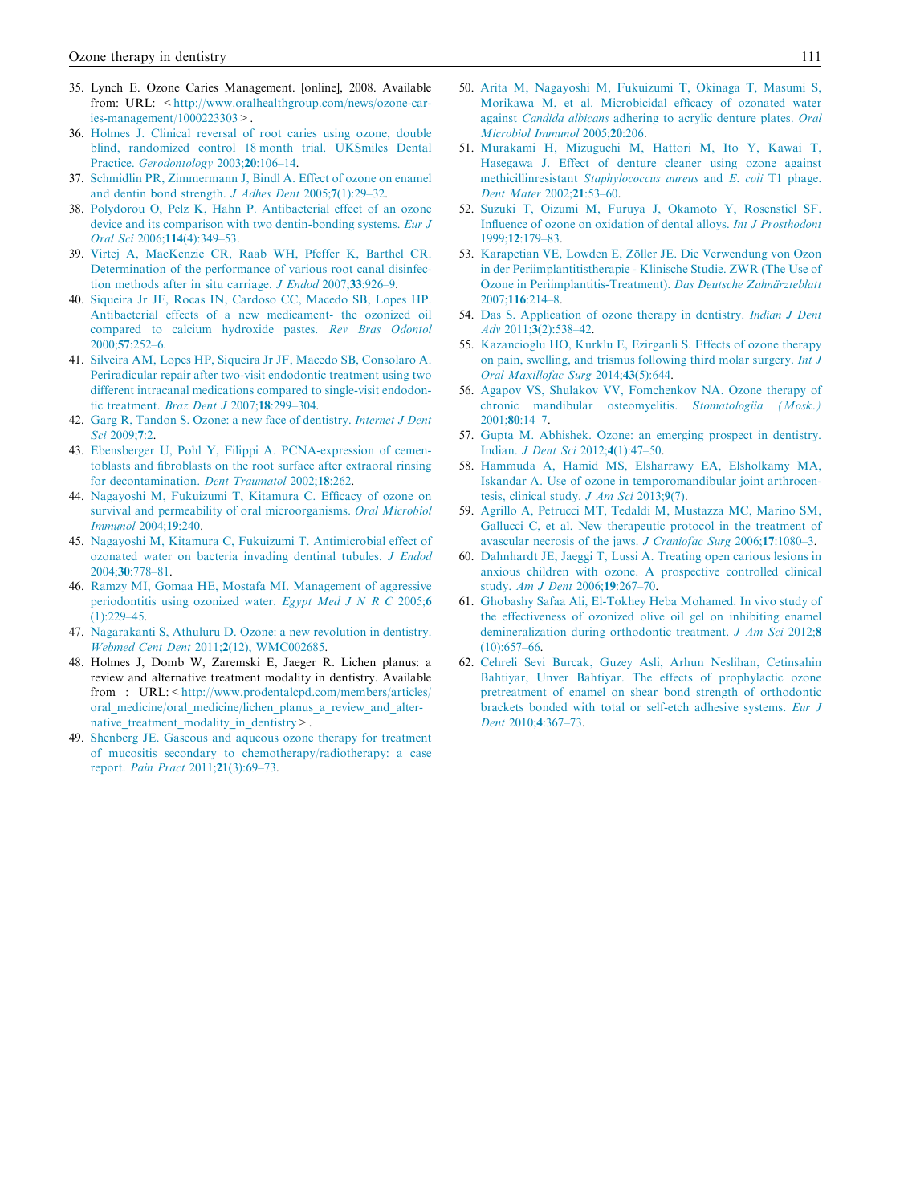35. Lynch E. Ozone Caries Management. [online], 2008. Available from: URL: <http://www.oralhealthgroup.com/news/ozone-caries-management/1000223303>.
36. Holmes J. Clinical reversal of root caries using ozone, double blind, randomized control 18 month trial. UKSmiles Dental Practice. *Gerodontology* 2003;**20**:106–14.
37. Schmidlin PR, Zimmermann J, Bindl A. Effect of ozone on enamel and dentin bond strength. *J Adhes Dent* 2005;**7**(1):29–32.
38. Polydorou O, Pelz K, Hahn P. Antibacterial effect of an ozone device and its comparison with two dentin-bonding systems. *Eur J Oral Sci* 2006;**114**(4):349–53.
39. Virtej A, MacKenzie CR, Raab WH, Pfeffer K, Barthel CR. Determination of the performance of various root canal disinfection methods after in situ carriage. *J Endod* 2007;**33**:926–9.
40. Siqueira Jr JF, Rocas IN, Cardoso CC, Macedo SB, Lopes HP. Antibacterial effects of a new medicament- the ozonized oil compared to calcium hydroxide pastes. *Rev Bras Odontol* 2000;**57**:252–6.
41. Silveira AM, Lopes HP, Siqueira Jr JF, Macedo SB, Consolaro A. Periradicular repair after two-visit endodontic treatment using two different intracanal medications compared to single-visit endodontic treatment. *Braz Dent J* 2007;**18**:299–304.
42. Garg R, Tandon S. Ozone: a new face of dentistry. *Internet J Dent Sci* 2009;**7**:2.
43. Ebensberger U, Pohl Y, Filippi A. PCNA-expression of cementoblasts and fibroblasts on the root surface after extraoral rinsing for decontamination. *Dent Traumatol* 2002;**18**:262.
44. Nagayoshi M, Fukuizumi T, Kitamura C. Efficacy of ozone on survival and permeability of oral microorganisms. *Oral Microbiol Immunol* 2004;**19**:240.
45. Nagayoshi M, Kitamura C, Fukuizumi T. Antimicrobial effect of ozonated water on bacteria invading dentinal tubules. *J Endod* 2004;**30**:778–81.
46. Ramzy MI, Gomaa HE, Mostafa MI. Management of aggressive periodontitis using ozonized water. *Egypt Med J N R C* 2005;**6**(1):229–45.
47. Nagarakanti S, Athuluru D. Ozone: a new revolution in dentistry. *Webmed Cent Dent* 2011;**2**(12), WMC002685.
48. Holmes J, Domb W, Zaremski E, Jaeger R. Lichen planus: a review and alternative treatment modality in dentistry. Available from : URL:<http://www.prodentalcpd.com/members/articles/oral_medicine/oral_medicine/lichen_planus_a_review_and_alternative_treatment_modality_in_dentistry>.
49. Shenberg JE. Gaseous and aqueous ozone therapy for treatment of mucositis secondary to chemotherapy/radiotherapy: a case report. *Pain Pract* 2011;**21**(3):69–73.
50. Arita M, Nagayoshi M, Fukuizumi T, Okinaga T, Masumi S, Morikawa M, et al. Microbicidal efficacy of ozonated water against *Candida albicans* adhering to acrylic denture plates. *Oral Microbiol Immunol* 2005;**20**:206.
51. Murakami H, Mizuguchi M, Hattori M, Ito Y, Kawai T, Hasegawa J. Effect of denture cleaner using ozone against methicillinresistant *Staphylococcus aureus* and *E. coli* T1 phage. *Dent Mater* 2002;**21**:53–60.
52. Suzuki T, Oizumi M, Furuya J, Okamoto Y, Rosenstiel SF. Influence of ozone on oxidation of dental alloys. *Int J Prosthodont* 1999;**12**:179–83.
53. Karapetian VE, Lowden E, Zöller JE. Die Verwendung von Ozon in der Periimplantitistherapie - Klinische Studie. ZWR (The Use of Ozone in Periimplantitis-Treatment). *Das Deutsche Zahnärzteblatt* 2007;**116**:214–8.
54. Das S. Application of ozone therapy in dentistry. *Indian J Dent Adv* 2011;**3**(2):538–42.
55. Kazancioglu HO, Kurklu E, Ezirganli S. Effects of ozone therapy on pain, swelling, and trismus following third molar surgery. *Int J Oral Maxillofac Surg* 2014;**43**(5):644.
56. Agapov VS, Shulakov VV, Fomchenkov NA. Ozone therapy of chronic mandibular osteomyelitis. *Stomatologiia (Mosk.)* 2001;**80**:14–7.
57. Gupta M. Abhishek. Ozone: an emerging prospect in dentistry. Indian. *J Dent Sci* 2012;**4**(1):47–50.
58. Hammuda A, Hamid MS, Elsharrawy EA, Elsholkamy MA, Iskandar A. Use of ozone in temporomandibular joint arthrocentesis, clinical study. *J Am Sci* 2013;**9**(7).
59. Agrillo A, Petrucci MT, Tedaldi M, Mustazza MC, Marino SM, Gallucci C, et al. New therapeutic protocol in the treatment of avascular necrosis of the jaws. *J Craniofac Surg* 2006;**17**:1080–3.
60. Dahnhardt JE, Jaeggi T, Lussi A. Treating open carious lesions in anxious children with ozone. A prospective controlled clinical study. *Am J Dent* 2006;**19**:267–70.
61. Ghobashy Safaa Ali, El-Tokhey Heba Mohamed. In vivo study of the effectiveness of ozonized olive oil gel on inhibiting enamel demineralization during orthodontic treatment. *J Am Sci* 2012;**8**(10):657–66.
62. Cehreli Sevi Burcak, Guzey Asli, Arhun Neslihan, Cetinsahin Bahtiyar, Unver Bahtiyar. The effects of prophylactic ozone pretreatment of enamel on shear bond strength of orthodontic brackets bonded with total or self-etch adhesive systems. *Eur J Dent* 2010;**4**:367–73.